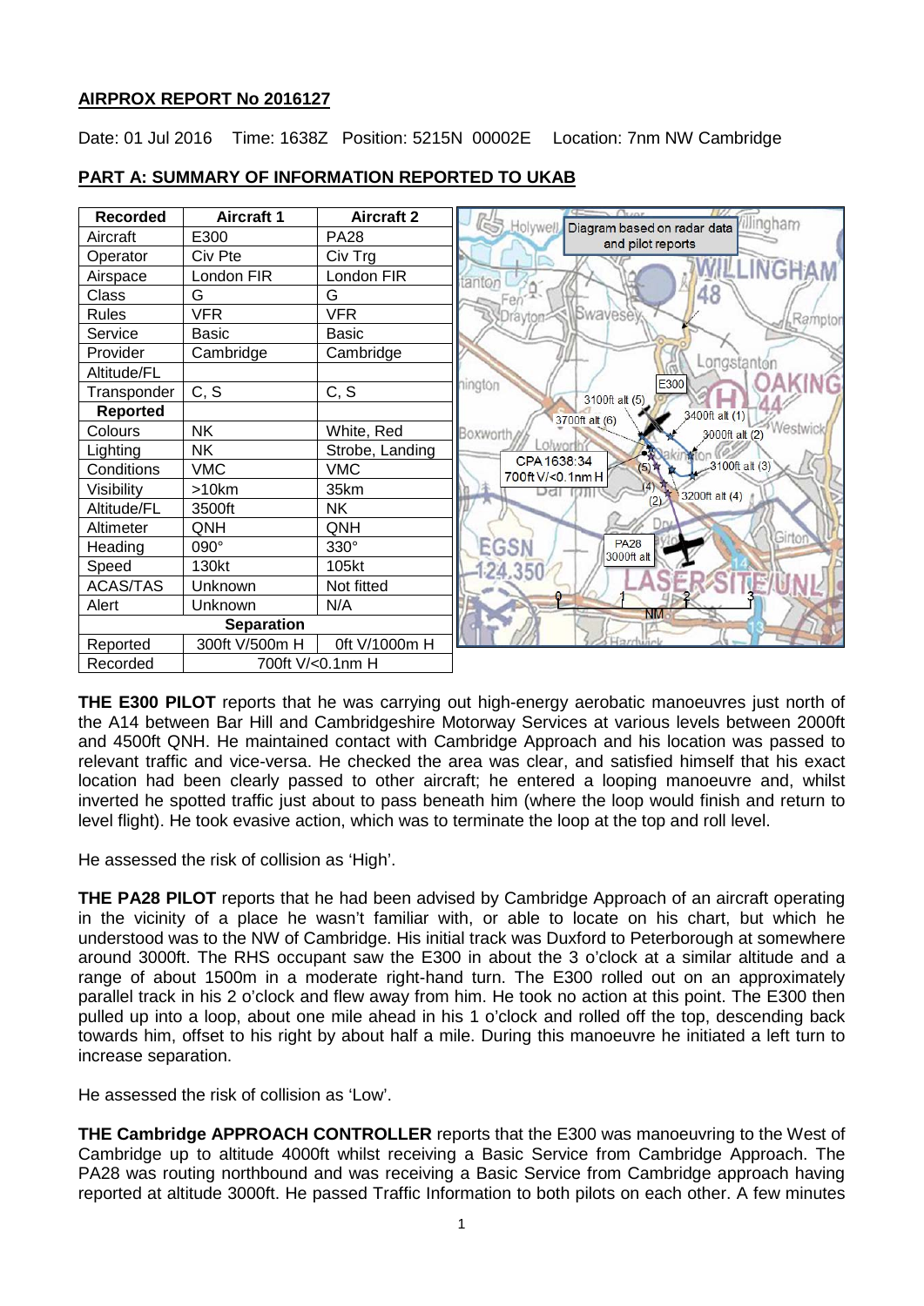## AIRPROX REPORT No 2016127

Date: 01 Jul 2016 Time: 1638Z Position: 5215N 00002E Location: 7nm NW Cambridge

## PART A: SUMMARY OF INFORMATION REPORTED TO UKAB

| Recorded | Aircraft 1 | Aircraft 2 |
|---|---|---|
| Aircraft | E300 | PA28 |
| Operator | Civ Pte | Civ Trg |
| Airspace | London FIR | London FIR |
| Class | G | G |
| Rules | VFR | VFR |
| Service | Basic | Basic |
| Provider | Cambridge | Cambridge |
| Altitude/FL | | |
| Transponder | C, S | C, S |
| **Reported** | | |
| Colours | NK | White, Red |
| Lighting | NK | Strobe, Landing |
| Conditions | VMC | VMC |
| Visibility | >10km | 35km |
| Altitude/FL | 3500ft | NK |
| Altimeter | QNH | QNH |
| Heading | 090° | 330° |
| Speed | 130kt | 105kt |
| ACAS/TAS | Unknown | Not fitted |
| Alert | Unknown | N/A |
| **Separation** | | |
| Reported | 300ft V/500m H | 0ft V/1000m H |
| Recorded | 700ft V/<0.1nm H | |

Diagram based on radar data and pilot reports

**THE E300 PILOT** reports that he was carrying out high-energy aerobatic manoeuvres just north of the A14 between Bar Hill and Cambridgeshire Motorway Services at various levels between 2000ft and 4500ft QNH. He maintained contact with Cambridge Approach and his location was passed to relevant traffic and vice-versa. He checked the area was clear, and satisfied himself that his exact location had been clearly passed to other aircraft; he entered a looping manoeuvre and, whilst inverted he spotted traffic just about to pass beneath him (where the loop would finish and return to level flight). He took evasive action, which was to terminate the loop at the top and roll level.

He assessed the risk of collision as 'High'.

**THE PA28 PILOT** reports that he had been advised by Cambridge Approach of an aircraft operating in the vicinity of a place he wasn't familiar with, or able to locate on his chart, but which he understood was to the NW of Cambridge. His initial track was Duxford to Peterborough at somewhere around 3000ft. The RHS occupant saw the E300 in about the 3 o'clock at a similar altitude and a range of about 1500m in a moderate right-hand turn. The E300 rolled out on an approximately parallel track in his 2 o'clock and flew away from him. He took no action at this point. The E300 then pulled up into a loop, about one mile ahead in his 1 o'clock and rolled off the top, descending back towards him, offset to his right by about half a mile. During this manoeuvre he initiated a left turn to increase separation.

He assessed the risk of collision as 'Low'.

**THE Cambridge APPROACH CONTROLLER** reports that the E300 was manoeuvring to the West of Cambridge up to altitude 4000ft whilst receiving a Basic Service from Cambridge Approach. The PA28 was routing northbound and was receiving a Basic Service from Cambridge approach having reported at altitude 3000ft. He passed Traffic Information to both pilots on each other. A few minutes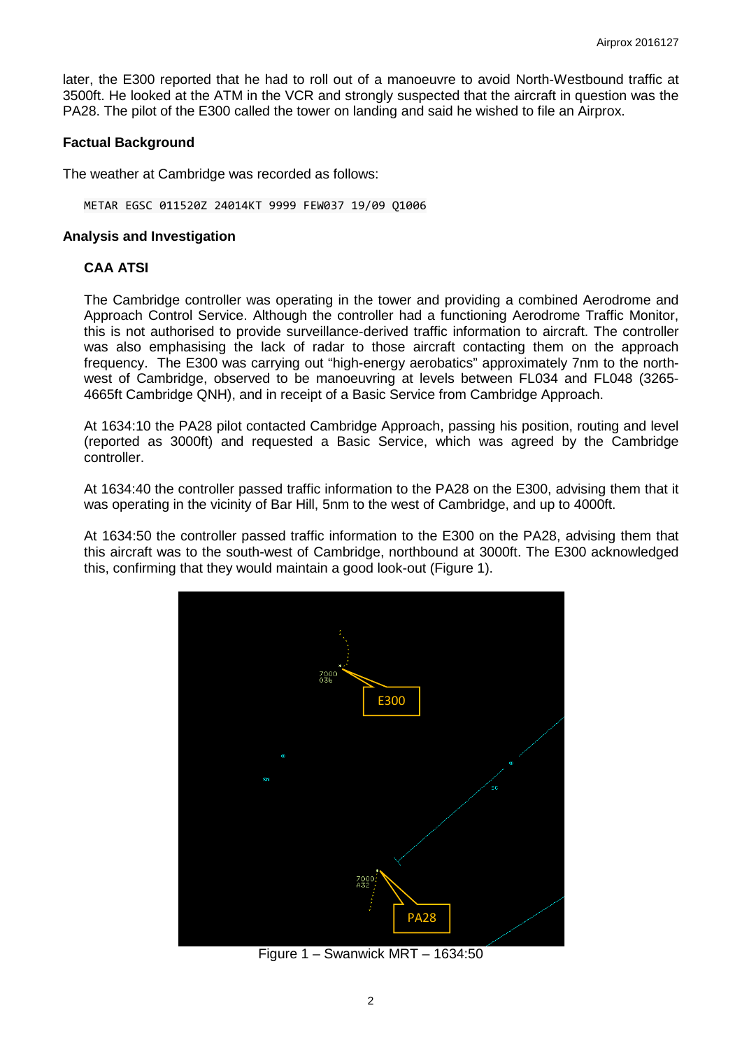later, the E300 reported that he had to roll out of a manoeuvre to avoid North-Westbound traffic at 3500ft. He looked at the ATM in the VCR and strongly suspected that the aircraft in question was the PA28. The pilot of the E300 called the tower on landing and said he wished to file an Airprox.

### Factual Background

The weather at Cambridge was recorded as follows:

```
METAR EGSC 011520Z 24014KT 9999 FEW037 19/09 Q1006
```

### Analysis and Investigation

#### CAA ATSI

The Cambridge controller was operating in the tower and providing a combined Aerodrome and Approach Control Service. Although the controller had a functioning Aerodrome Traffic Monitor, this is not authorised to provide surveillance-derived traffic information to aircraft. The controller was also emphasising the lack of radar to those aircraft contacting them on the approach frequency. The E300 was carrying out "high-energy aerobatics" approximately 7nm to the north-west of Cambridge, observed to be manoeuvring at levels between FL034 and FL048 (3265-4665ft Cambridge QNH), and in receipt of a Basic Service from Cambridge Approach.

At 1634:10 the PA28 pilot contacted Cambridge Approach, passing his position, routing and level (reported as 3000ft) and requested a Basic Service, which was agreed by the Cambridge controller.

At 1634:40 the controller passed traffic information to the PA28 on the E300, advising them that it was operating in the vicinity of Bar Hill, 5nm to the west of Cambridge, and up to 4000ft.

At 1634:50 the controller passed traffic information to the E300 on the PA28, advising them that this aircraft was to the south-west of Cambridge, northbound at 3000ft. The E300 acknowledged this, confirming that they would maintain a good look-out (Figure 1).

Figure 1 – Swanwick MRT – 1634:50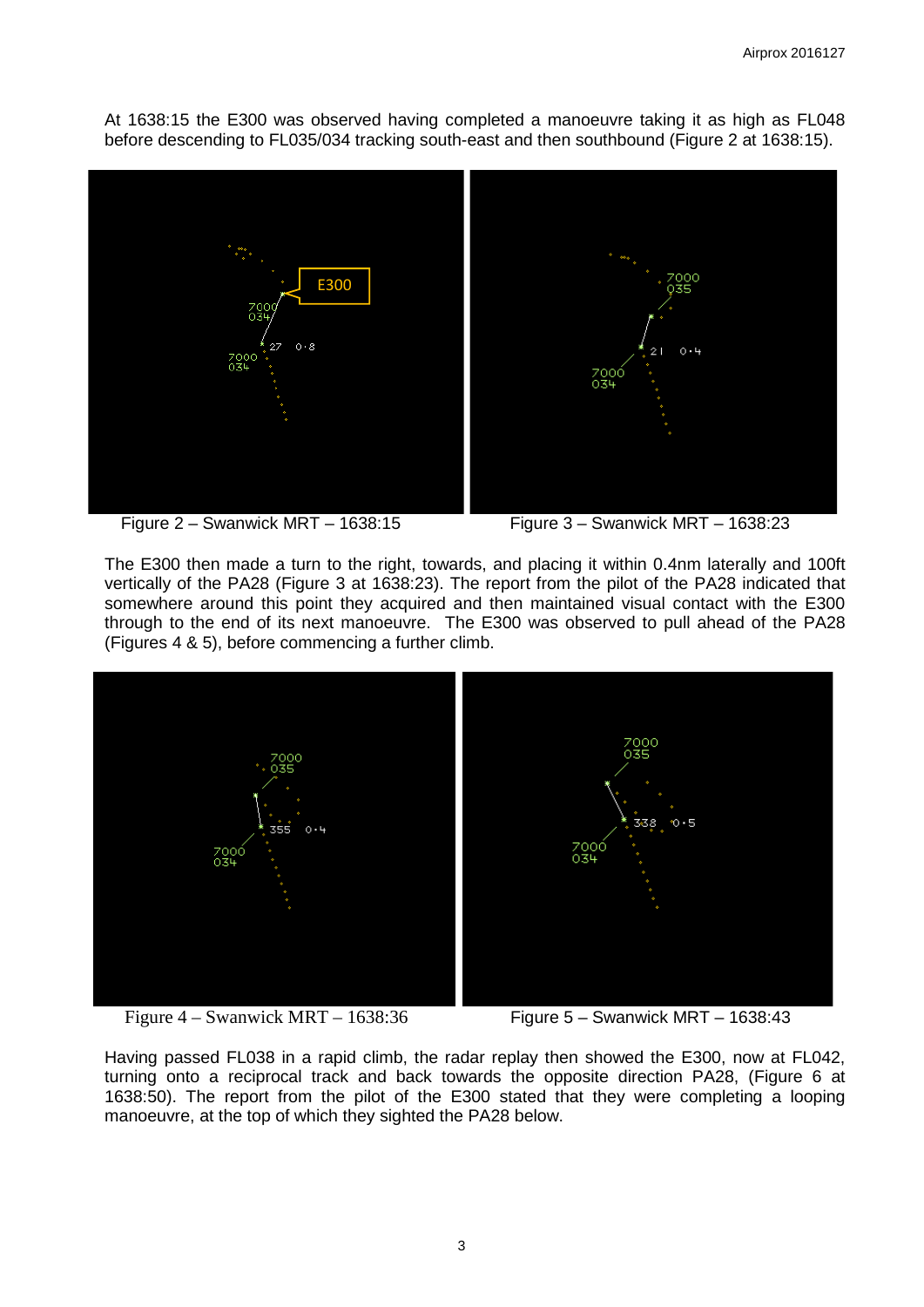At 1638:15 the E300 was observed having completed a manoeuvre taking it as high as FL048 before descending to FL035/034 tracking south-east and then southbound (Figure 2 at 1638:15).

Figure 2 – Swanwick MRT – 1638:15

Figure 3 – Swanwick MRT – 1638:23

The E300 then made a turn to the right, towards, and placing it within 0.4nm laterally and 100ft vertically of the PA28 (Figure 3 at 1638:23). The report from the pilot of the PA28 indicated that somewhere around this point they acquired and then maintained visual contact with the E300 through to the end of its next manoeuvre. The E300 was observed to pull ahead of the PA28 (Figures 4 & 5), before commencing a further climb.

Figure 4 – Swanwick MRT – 1638:36

Figure 5 – Swanwick MRT – 1638:43

Having passed FL038 in a rapid climb, the radar replay then showed the E300, now at FL042, turning onto a reciprocal track and back towards the opposite direction PA28, (Figure 6 at 1638:50). The report from the pilot of the E300 stated that they were completing a looping manoeuvre, at the top of which they sighted the PA28 below.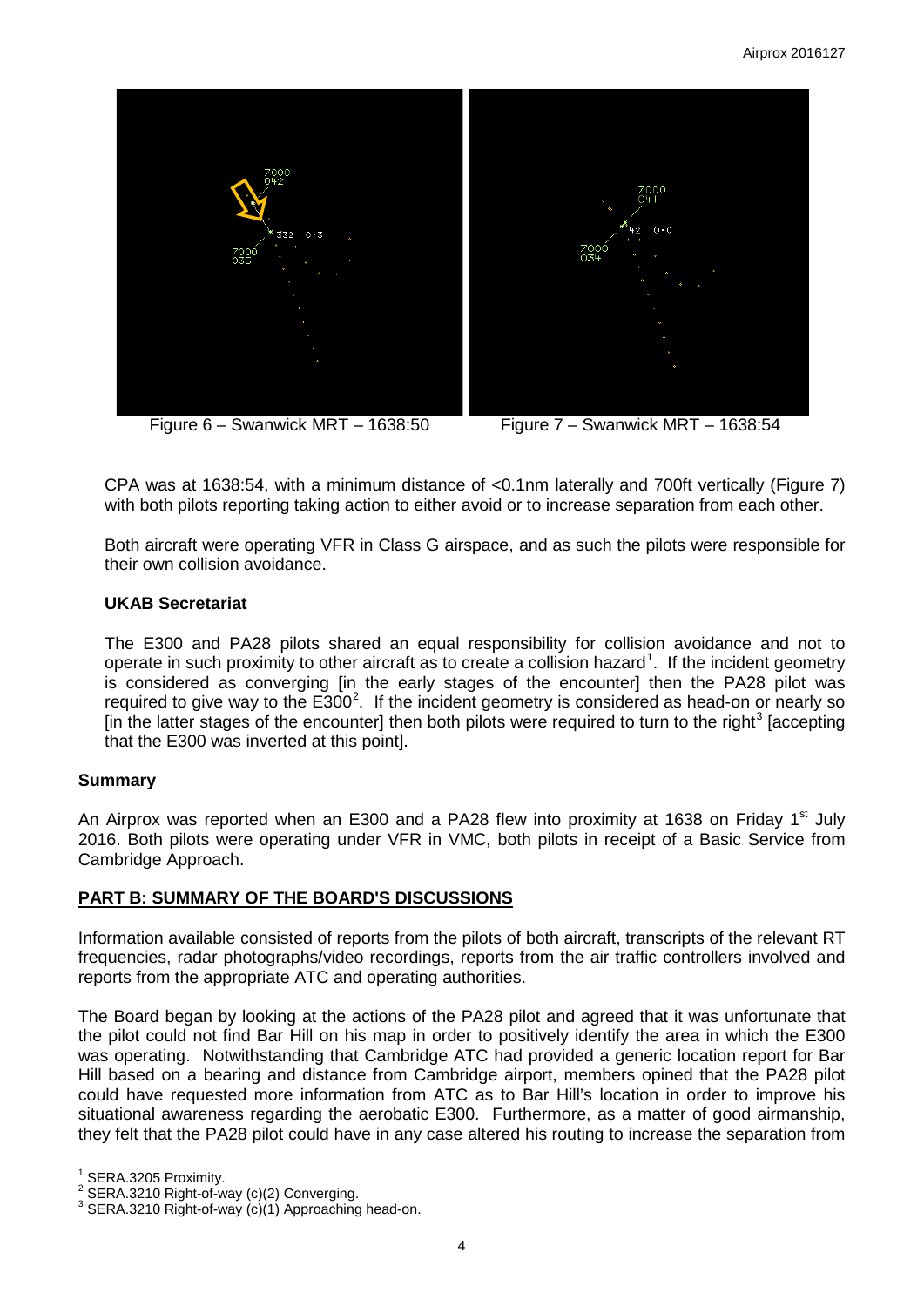Figure 6 – Swanwick MRT – 1638:50

Figure 7 – Swanwick MRT – 1638:54

CPA was at 1638:54, with a minimum distance of <0.1nm laterally and 700ft vertically (Figure 7) with both pilots reporting taking action to either avoid or to increase separation from each other.

Both aircraft were operating VFR in Class G airspace, and as such the pilots were responsible for their own collision avoidance.

### UKAB Secretariat

The E300 and PA28 pilots shared an equal responsibility for collision avoidance and not to operate in such proximity to other aircraft as to create a collision hazard[1]. If the incident geometry is considered as converging [in the early stages of the encounter] then the PA28 pilot was required to give way to the E300[2]. If the incident geometry is considered as head-on or nearly so [in the latter stages of the encounter] then both pilots were required to turn to the right[3] [accepting that the E300 was inverted at this point].

## Summary

An Airprox was reported when an E300 and a PA28 flew into proximity at 1638 on Friday 1st July 2016. Both pilots were operating under VFR in VMC, both pilots in receipt of a Basic Service from Cambridge Approach.

## PART B: SUMMARY OF THE BOARD'S DISCUSSIONS

Information available consisted of reports from the pilots of both aircraft, transcripts of the relevant RT frequencies, radar photographs/video recordings, reports from the air traffic controllers involved and reports from the appropriate ATC and operating authorities.

The Board began by looking at the actions of the PA28 pilot and agreed that it was unfortunate that the pilot could not find Bar Hill on his map in order to positively identify the area in which the E300 was operating. Notwithstanding that Cambridge ATC had provided a generic location report for Bar Hill based on a bearing and distance from Cambridge airport, members opined that the PA28 pilot could have requested more information from ATC as to Bar Hill's location in order to improve his situational awareness regarding the aerobatic E300. Furthermore, as a matter of good airmanship, they felt that the PA28 pilot could have in any case altered his routing to increase the separation from

---

[1] SERA.3205 Proximity.

[2] SERA.3210 Right-of-way (c)(2) Converging.

[3] SERA.3210 Right-of-way (c)(1) Approaching head-on.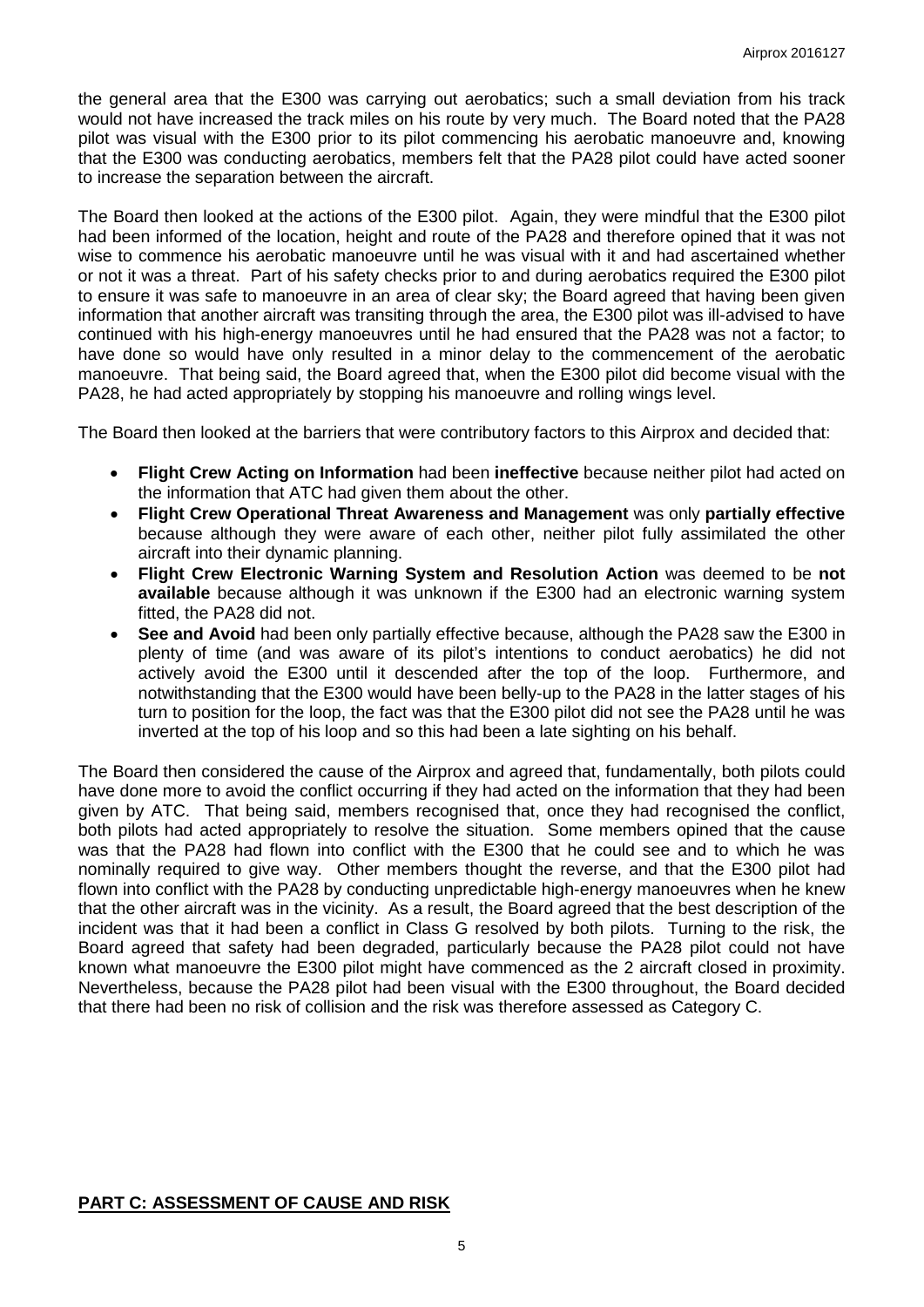the general area that the E300 was carrying out aerobatics; such a small deviation from his track would not have increased the track miles on his route by very much. The Board noted that the PA28 pilot was visual with the E300 prior to its pilot commencing his aerobatic manoeuvre and, knowing that the E300 was conducting aerobatics, members felt that the PA28 pilot could have acted sooner to increase the separation between the aircraft.

The Board then looked at the actions of the E300 pilot. Again, they were mindful that the E300 pilot had been informed of the location, height and route of the PA28 and therefore opined that it was not wise to commence his aerobatic manoeuvre until he was visual with it and had ascertained whether or not it was a threat. Part of his safety checks prior to and during aerobatics required the E300 pilot to ensure it was safe to manoeuvre in an area of clear sky; the Board agreed that having been given information that another aircraft was transiting through the area, the E300 pilot was ill-advised to have continued with his high-energy manoeuvres until he had ensured that the PA28 was not a factor; to have done so would have only resulted in a minor delay to the commencement of the aerobatic manoeuvre. That being said, the Board agreed that, when the E300 pilot did become visual with the PA28, he had acted appropriately by stopping his manoeuvre and rolling wings level.

The Board then looked at the barriers that were contributory factors to this Airprox and decided that:

- **Flight Crew Acting on Information** had been **ineffective** because neither pilot had acted on the information that ATC had given them about the other.
- **Flight Crew Operational Threat Awareness and Management** was only **partially effective** because although they were aware of each other, neither pilot fully assimilated the other aircraft into their dynamic planning.
- **Flight Crew Electronic Warning System and Resolution Action** was deemed to be **not available** because although it was unknown if the E300 had an electronic warning system fitted, the PA28 did not.
- **See and Avoid** had been only partially effective because, although the PA28 saw the E300 in plenty of time (and was aware of its pilot's intentions to conduct aerobatics) he did not actively avoid the E300 until it descended after the top of the loop. Furthermore, and notwithstanding that the E300 would have been belly-up to the PA28 in the latter stages of his turn to position for the loop, the fact was that the E300 pilot did not see the PA28 until he was inverted at the top of his loop and so this had been a late sighting on his behalf.

The Board then considered the cause of the Airprox and agreed that, fundamentally, both pilots could have done more to avoid the conflict occurring if they had acted on the information that they had been given by ATC. That being said, members recognised that, once they had recognised the conflict, both pilots had acted appropriately to resolve the situation. Some members opined that the cause was that the PA28 had flown into conflict with the E300 that he could see and to which he was nominally required to give way. Other members thought the reverse, and that the E300 pilot had flown into conflict with the PA28 by conducting unpredictable high-energy manoeuvres when he knew that the other aircraft was in the vicinity. As a result, the Board agreed that the best description of the incident was that it had been a conflict in Class G resolved by both pilots. Turning to the risk, the Board agreed that safety had been degraded, particularly because the PA28 pilot could not have known what manoeuvre the E300 pilot might have commenced as the 2 aircraft closed in proximity. Nevertheless, because the PA28 pilot had been visual with the E300 throughout, the Board decided that there had been no risk of collision and the risk was therefore assessed as Category C.

## PART C: ASSESSMENT OF CAUSE AND RISK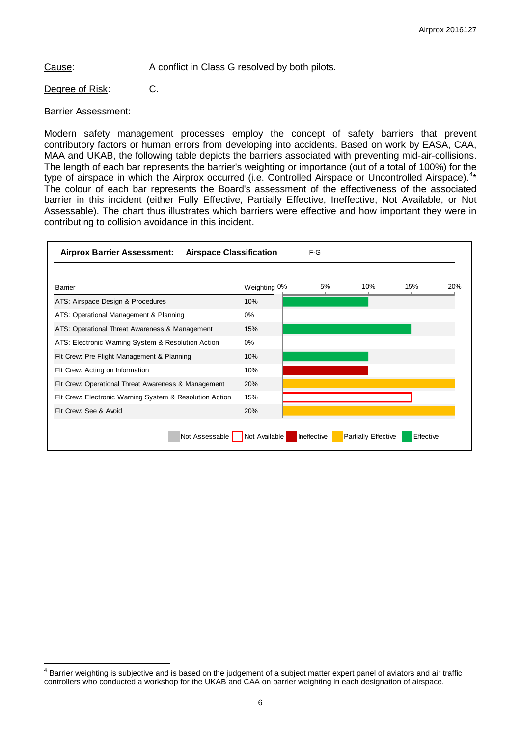Cause: A conflict in Class G resolved by both pilots.

Degree of Risk: C.

Barrier Assessment:

Modern safety management processes employ the concept of safety barriers that prevent contributory factors or human errors from developing into accidents. Based on work by EASA, CAA, MAA and UKAB, the following table depicts the barriers associated with preventing mid-air-collisions. The length of each bar represents the barrier's weighting or importance (out of a total of 100%) for the type of airspace in which the Airprox occurred (i.e. Controlled Airspace or Uncontrolled Airspace).[4]* The colour of each bar represents the Board's assessment of the effectiveness of the associated barrier in this incident (either Fully Effective, Partially Effective, Ineffective, Not Available, or Not Assessable). The chart thus illustrates which barriers were effective and how important they were in contributing to collision avoidance in this incident.

**Airprox Barrier Assessment:** **Airspace Classification** F-G

Barrier | Weighting | 0% | 5% | 10% | 15% | 20%

ATS: Airspace Design & Procedures 10%

ATS: Operational Management & Planning 0%

ATS: Operational Threat Awareness & Management 15%

ATS: Electronic Warning System & Resolution Action 0%

Flt Crew: Pre Flight Management & Planning 10%

Flt Crew: Acting on Information 10%

Flt Crew: Operational Threat Awareness & Management 20%

Flt Crew: Electronic Warning System & Resolution Action 15%

Flt Crew: See & Avoid 20%

Not Assessable | Not Available | Ineffective | Partially Effective | Effective

---

[4] Barrier weighting is subjective and is based on the judgement of a subject matter expert panel of aviators and air traffic controllers who conducted a workshop for the UKAB and CAA on barrier weighting in each designation of airspace.